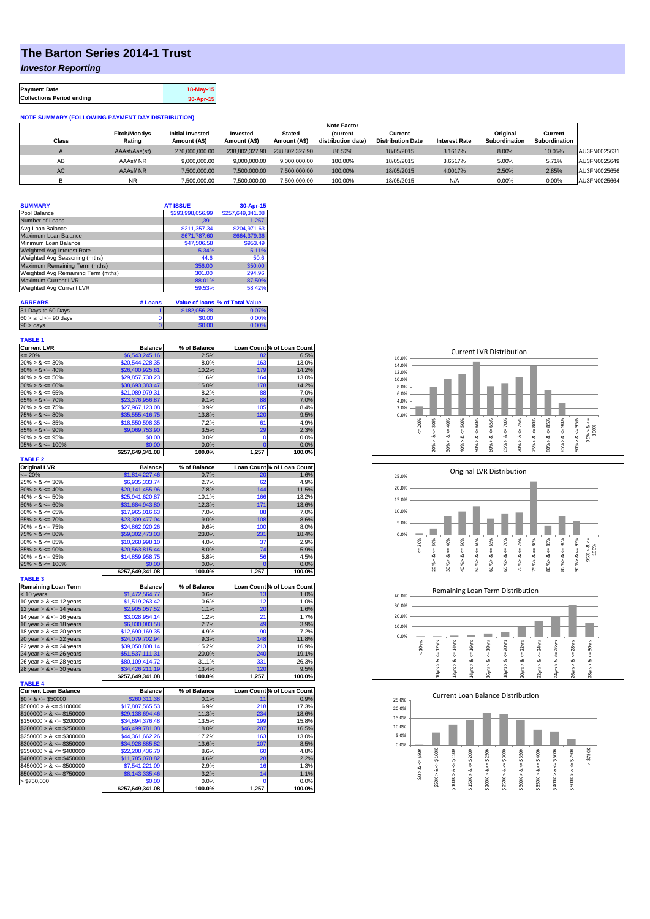# The Barton Series 2014-1 Trust

## *Investor Reporting*

| Payment Date | 18-May-15 |
|---|---|
| Collections Period ending | 30-Apr-15 |

**NOTE SUMMARY (FOLLOWING PAYMENT DAY DISTRIBUTION)**

| Class | Fitch/Moodys Rating | Initial Invested Amount (A$) | Invested Amount (A$) | Stated Amount (A$) | Note Factor (current distribution date) | Current Distribution Date | Interest Rate | Original Subordination | Current Subordination | |
|---|---|---|---|---|---|---|---|---|---|---|
| A | AAAsf/Aaa(sf) | 276,000,000.00 | 238,802,327.90 | 238,802,327.90 | 86.52% | 18/05/2015 | 3.1617% | 8.00% | 10.05% | AU3FN0025631 |
| AB | AAAsf/ NR | 9,000,000.00 | 9,000,000.00 | 9,000,000.00 | 100.00% | 18/05/2015 | 3.6517% | 5.00% | 5.71% | AU3FN0025649 |
| AC | AAAsf/ NR | 7,500,000.00 | 7,500,000.00 | 7,500,000.00 | 100.00% | 18/05/2015 | 4.0017% | 2.50% | 2.85% | AU3FN0025656 |
| B | NR | 7,500,000.00 | 7,500,000.00 | 7,500,000.00 | 100.00% | 18/05/2015 | N/A | 0.00% | 0.00% | AU3FN0025664 |

| SUMMARY | AT ISSUE | 30-Apr-15 |
|---|---|---|
| Pool Balance | $293,998,056.99 | $257,649,341.08 |
| Number of Loans | 1,391 | 1,257 |
| Avg Loan Balance | $211,357.34 | $204,971.63 |
| Maximum Loan Balance | $671,787.60 | $664,379.36 |
| Minimum Loan Balance | $47,506.58 | $953.49 |
| Weighted Avg Interest Rate | 5.34% | 5.11% |
| Weighted Avg Seasoning (mths) | 44.6 | 50.6 |
| Maximum Remaining Term (mths) | 356.00 | 350.00 |
| Weighted Avg Remaining Term (mths) | 301.00 | 294.96 |
| Maximum Current LVR | 88.01% | 87.50% |
| Weighted Avg Current LVR | 59.53% | 58.42% |

| ARREARS | # Loans | Value of loans | % of Total Value |
|---|---|---|---|
| 31 Days to 60 Days | 1 | $182,056.28 | 0.07% |
| 60 > and <= 90 days | 0 | $0.00 | 0.00% |
| 90 > days | 0 | $0.00 | 0.00% |

**TABLE 1**

| Current LVR | Balance | % of Balance | Loan Count | % of Loan Count |
|---|---|---|---|---|
| <= 20% | $6,543,245.16 | 2.5% | 82 | 6.5% |
| 20% > & <= 30% | $20,544,228.35 | 8.0% | 163 | 13.0% |
| 30% > & <= 40% | $26,400,925.61 | 10.2% | 179 | 14.2% |
| 40% > & <= 50% | $29,857,730.23 | 11.6% | 164 | 13.0% |
| 50% > & <= 60% | $38,693,383.47 | 15.0% | 178 | 14.2% |
| 60% > & <= 65% | $21,089,979.31 | 8.2% | 88 | 7.0% |
| 65% > & <= 70% | $23,376,956.87 | 9.1% | 88 | 7.0% |
| 70% > & <= 75% | $27,967,123.08 | 10.9% | 105 | 8.4% |
| 75% > & <= 80% | $35,555,416.75 | 13.8% | 120 | 9.5% |
| 80% > & <= 85% | $18,550,598.35 | 7.2% | 61 | 4.9% |
| 85% > & <= 90% | $9,069,753.90 | 3.5% | 29 | 2.3% |
| 90% > & <= 95% | $0.00 | 0.0% | 0 | 0.0% |
| 95% > & <= 100% | $0.00 | 0.0% | 0 | 0.0% |
| | $257,649,341.08 | 100.0% | 1,257 | 100.0% |

**TABLE 2**

| Original LVR | Balance | % of Balance | Loan Count | % of Loan Count |
|---|---|---|---|---|
| <= 20% | $1,814,227.46 | 0.7% | 20 | 1.6% |
| 25% > & <= 30% | $6,935,333.74 | 2.7% | 62 | 4.9% |
| 30% > & <= 40% | $20,141,455.96 | 7.8% | 144 | 11.5% |
| 40% > & <= 50% | $25,941,620.87 | 10.1% | 166 | 13.2% |
| 50% > & <= 60% | $31,684,943.80 | 12.3% | 171 | 13.6% |
| 60% > & <= 65% | $17,965,016.63 | 7.0% | 88 | 7.0% |
| 65% > & <= 70% | $23,309,477.04 | 9.0% | 108 | 8.6% |
| 70% > & <= 75% | $24,862,020.26 | 9.6% | 100 | 8.0% |
| 75% > & <= 80% | $59,302,473.03 | 23.0% | 231 | 18.4% |
| 80% > & <= 85% | $10,268,998.10 | 4.0% | 37 | 2.9% |
| 85% > & <= 90% | $20,563,815.44 | 8.0% | 74 | 5.9% |
| 90% > & <= 95% | $14,859,958.75 | 5.8% | 56 | 4.5% |
| 95% > & <= 100% | $0.00 | 0.0% | 0 | 0.0% |
| | $257,649,341.08 | 100.0% | 1,257 | 100.0% |

**TABLE 3**

| Remaining Loan Term | Balance | % of Balance | Loan Count | % of Loan Count |
|---|---|---|---|---|
| < 10 years | $1,472,564.77 | 0.6% | 13 | 1.0% |
| 10 year > & <= 12 years | $1,519,263.42 | 0.6% | 12 | 1.0% |
| 12 year > & <= 14 years | $2,905,057.52 | 1.1% | 20 | 1.6% |
| 14 year > & <= 16 years | $3,028,954.14 | 1.2% | 21 | 1.7% |
| 16 year > & <= 18 years | $6,830,083.58 | 2.7% | 49 | 3.9% |
| 18 year > & <= 20 years | $12,690,169.35 | 4.9% | 90 | 7.2% |
| 20 year > & <= 22 years | $24,079,702.94 | 9.3% | 148 | 11.8% |
| 22 year > & <= 24 years | $39,050,808.14 | 15.2% | 213 | 16.9% |
| 24 year > & <= 26 years | $51,537,111.31 | 20.0% | 240 | 19.1% |
| 26 year > & <= 28 years | $80,109,414.72 | 31.1% | 331 | 26.3% |
| 28 year > & <= 30 years | $34,426,211.19 | 13.4% | 120 | 9.5% |
| | $257,649,341.08 | 100.0% | 1,257 | 100.0% |

**TABLE 4**

| Current Loan Balance | Balance | % of Balance | Loan Count | % of Loan Count |
|---|---|---|---|---|
| $0 > & <= $50000 | $260,311.38 | 0.1% | 11 | 0.9% |
| $50000 > & <= $100000 | $17,887,565.53 | 6.9% | 218 | 17.3% |
| $100000 > & <= $150000 | $29,138,694.46 | 11.3% | 234 | 18.6% |
| $150000 > & <= $200000 | $34,894,376.48 | 13.5% | 199 | 15.8% |
| $200000 > & <= $250000 | $46,499,781.08 | 18.0% | 207 | 16.5% |
| $250000 > & <= $300000 | $44,361,662.26 | 17.2% | 163 | 13.0% |
| $300000 > & <= $350000 | $34,928,885.82 | 13.6% | 107 | 8.5% |
| $350000 > & <= $400000 | $22,208,436.70 | 8.6% | 60 | 4.8% |
| $400000 > & <= $450000 | $11,785,070.82 | 4.6% | 28 | 2.2% |
| $450000 > & <= $500000 | $7,541,221.09 | 2.9% | 16 | 1.3% |
| $500000 > & <= $750000 | $8,143,335.46 | 3.2% | 14 | 1.1% |
| > $750,000 | $0.00 | 0.0% | 0 | 0.0% |
| | $257,649,341.08 | 100.0% | 1,257 | 100.0% |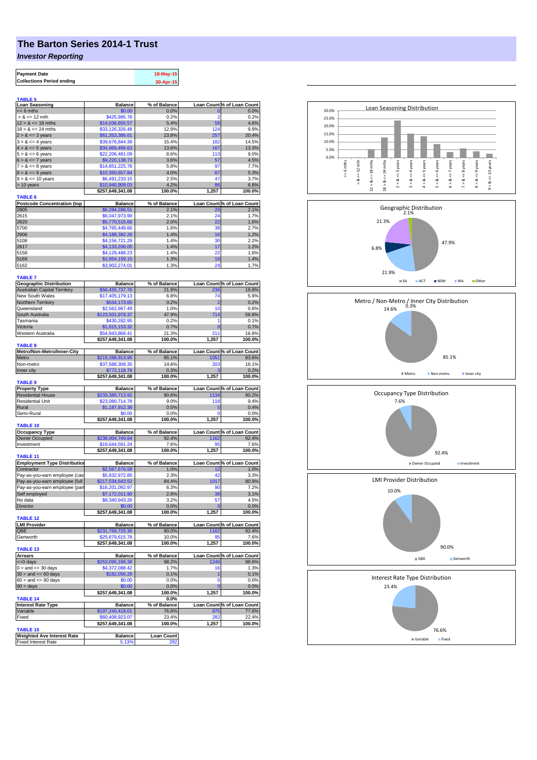# The Barton Series 2014-1 Trust

***Investor Reporting***

| | |
|---|---|
| **Payment Date** | 18-May-15 |
| **Collections Period ending** | 30-Apr-15 |

**TABLE 5**

| Loan Seasoning | Balance | % of Balance | Loan Count | % of Loan Count |
|---|---|---|---|---|
| <= 6 mths | $0.00 | 0.0% | 0 | 0.0% |
| > & <= 12 mth | $425,985.78 | 0.2% | 2 | 0.2% |
| 12 > & <= 18 mths | $14,036,655.57 | 5.4% | 58 | 4.6% |
| 18 > & <= 24 mths | $33,126,326.48 | 12.9% | 124 | 9.9% |
| 2 > & <= 3 years | $61,353,386.61 | 23.8% | 257 | 20.4% |
| 3 > & <= 4 years | $39,676,844.39 | 15.4% | 182 | 14.5% |
| 4 > & <= 5 years | $34,969,496.63 | 13.6% | 167 | 13.3% |
| 5 > & <= 6 years | $22,206,481.09 | 8.6% | 113 | 9.0% |
| 6 > & <= 7 years | $9,220,138.73 | 3.6% | 57 | 4.5% |
| 7 > & <= 8 years | $14,851,225.78 | 5.8% | 97 | 7.7% |
| 8 > & <= 9 years | $10,350,657.84 | 4.0% | 67 | 5.3% |
| 9 > & <= 10 years | $6,491,233.15 | 2.5% | 47 | 3.7% |
| > 10 years | $10,940,909.03 | 4.2% | 86 | 6.8% |
| | $257,649,341.08 | 100.0% | 1,257 | 100.0% |

**TABLE 6**

| Postcode Concentration (top 10) | Balance | % of Balance | Loan Count | % of Loan Count |
|---|---|---|---|---|
| 2905 | $6,284,286.51 | 2.1% | 29 | 2.1% |
| 2615 | $6,047,973.99 | 2.1% | 24 | 1.7% |
| 2620 | $5,770,515.66 | 2.0% | 22 | 1.6% |
| 5700 | $4,765,449.66 | 1.6% | 38 | 2.7% |
| 2906 | $4,188,382.26 | 1.4% | 16 | 1.2% |
| 5108 | $4,156,721.29 | 1.4% | 30 | 2.2% |
| 2617 | $4,133,206.05 | 1.4% | 17 | 1.2% |
| 5158 | $4,129,488.23 | 1.4% | 22 | 1.6% |
| 5169 | $3,954,159.15 | 1.3% | 19 | 1.4% |
| 5162 | $3,902,274.01 | 1.3% | 24 | 1.7% |

**TABLE 7**

| Geographic Distribution | Balance | % of Balance | Loan Count | % of Loan Count |
|---|---|---|---|---|
| Australian Capital Territory | $56,455,737.76 | 21.9% | 236 | 18.8% |
| New South Wales | $17,405,179.13 | 6.8% | 74 | 5.9% |
| Northern Territory | $534,173.65 | 0.2% | 2 | 0.2% |
| Queensland | $2,562,967.49 | 1.0% | 10 | 0.8% |
| South Australia | $123,501,978.37 | 47.9% | 714 | 56.8% |
| Tasmania | $430,282.95 | 0.2% | 1 | 0.1% |
| Victoria | $1,815,153.32 | 0.7% | 9 | 0.7% |
| Western Australia | $54,943,868.41 | 21.3% | 211 | 16.8% |
| | $257,649,341.08 | 100.0% | 1,257 | 100.0% |

**TABLE 8**

| Metro/Non-Metro/Inner-City | Balance | % of Balance | Loan Count | % of Loan Count |
|---|---|---|---|---|
| Metro | $219,288,913.95 | 85.1% | 1051 | 83.6% |
| Non-metro | $37,588,308.35 | 14.6% | 203 | 16.1% |
| Inner city | $772,118.78 | 0.3% | 3 | 0.2% |
| | $257,649,341.08 | 100.0% | 1,257 | 100.0% |

**TABLE 9**

| Property Type | Balance | % of Balance | Loan Count | % of Loan Count |
|---|---|---|---|---|
| Residential House | $233,380,713.92 | 90.6% | 1134 | 90.2% |
| Residential Unit | $23,080,714.78 | 9.0% | 118 | 9.4% |
| Rural | $1,187,912.38 | 0.5% | 5 | 0.4% |
| Semi-Rural | $0.00 | 0.0% | 0 | 0.0% |
| | $257,649,341.08 | 100.0% | 1,257 | 100.0% |

**TABLE 10**

| Occupancy Type | Balance | % of Balance | Loan Count | % of Loan Count |
|---|---|---|---|---|
| Owner Occupied | $238,004,749.84 | 92.4% | 1162 | 92.4% |
| Investment | $19,644,591.24 | 7.6% | 95 | 7.6% |
| | $257,649,341.08 | 100.0% | 1,257 | 100.0% |

**TABLE 11**

| Employment Type Distribution | Balance | % of Balance | Loan Count | % of Loan Count |
|---|---|---|---|---|
| Contractor | $2,567,676.58 | 1.0% | 12 | 1.0% |
| Pay-as-you-earn employee (casual) | $5,832,972.85 | 2.3% | 42 | 3.3% |
| Pay-as-you-earn employee (full time) | $217,534,643.52 | 84.4% | 1017 | 80.9% |
| Pay-as-you-earn employee (part time) | $16,201,092.97 | 6.3% | 90 | 7.2% |
| Self employed | $7,172,011.90 | 2.8% | 39 | 3.1% |
| No data | $8,340,943.26 | 3.2% | 57 | 4.5% |
| Director | $0.00 | 0.0% | 0 | 0.0% |
| | $257,649,341.08 | 100.0% | 1,257 | 100.0% |

**TABLE 12**

| LMI Provider | Balance | % of Balance | Loan Count | % of Loan Count |
|---|---|---|---|---|
| QBE | $231,769,725.30 | 90.0% | 1162 | 92.4% |
| Genworth | $25,879,615.78 | 10.0% | 95 | 7.6% |
| | $257,649,341.08 | 100.0% | 1,257 | 100.0% |

**TABLE 13**

| Arrears | Balance | % of Balance | Loan Count | % of Loan Count |
|---|---|---|---|---|
| <=0 days | $253,095,196.38 | 98.2% | 1240 | 98.6% |
| 0 > and <= 30 days | $4,372,088.42 | 1.7% | 16 | 1.3% |
| 30 > and <= 60 days | $182,056.28 | 0.1% | 1 | 0.1% |
| 60 > and <= 90 days | $0.00 | 0.0% | 0 | 0.0% |
| 90 > days | $0.00 | 0.0% | 0 | 0.0% |
| | $257,649,341.08 | 100.0% | 1,257 | 100.0% |
| | | 0.0% | | |

**TABLE 14**

| Interest Rate Type | Balance | % of Balance | Loan Count | % of Loan Count |
|---|---|---|---|---|
| Variable | $197,240,418.01 | 76.6% | 975 | 77.6% |
| Fixed | $60,408,923.07 | 23.4% | 282 | 22.4% |
| | $257,649,341.08 | 100.0% | 1,257 | 100.0% |

**TABLE 15**

| Weighted Ave Interest Rate | Balance | Loan Count |
|---|---|---|
| Fixed Interest Rate | 5.13% | 282 |

Loan Seasoning Distribution
30.0%
25.0%
20.0%
15.0%
10.0%
5.0%
0.0%
<= 6 mths
> & <= 12 mth
12 > & <= 18 mths
18 > & <= 24 mths
2 > & <= 3 years
3 > & <= 4 years
4 > & <= 5 years
5 > & <= 6 years
6 > & <= 7 years
7 > & <= 8 years
8 > & <= 9 years
9 > & <= 10 years

Geographic Distribution
2.1%
21.3%
47.9%
6.8%
21.9%
SA ACT NSW WA Other

Metro / Non-Metro / Inner City Distribution
0.3%
14.6%
85.1%
Metro Non-metro Inner city

Occupancy Type Distribution
7.6%
92.4%
Owner Occupied Investment

LMI Provider Distribution
10.0%
90.0%
QBE Genworth

Interest Rate Type Distribution
23.4%
76.6%
Variable Fixed